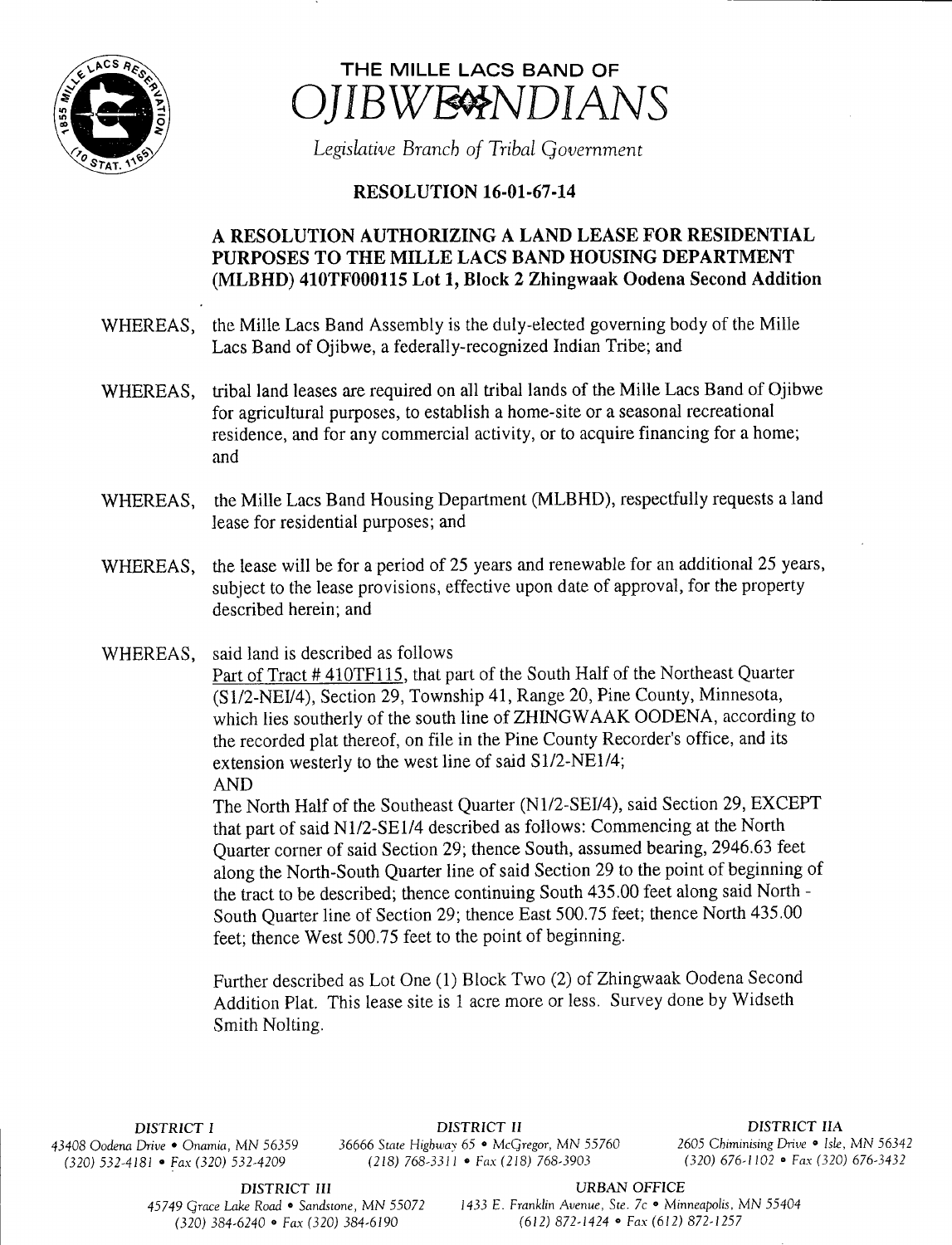# THE MILLE LACS BAND OF OJIBWE INDIANS

*Legislative Branch of Tribal Government*

## RESOLUTION 16-01-67-14

### A RESOLUTION AUTHORIZING A LAND LEASE FOR RESIDENTIAL PURPOSES TO THE MILLE LACS BAND HOUSING DEPARTMENT (MLBHD) 410TF000115 Lot 1, Block 2 Zhingwaak Oodena Second Addition

WHEREAS, the Mille Lacs Band Assembly is the duly-elected governing body of the Mille Lacs Band of Ojibwe, a federally-recognized Indian Tribe; and

WHEREAS, tribal land leases are required on all tribal lands of the Mille Lacs Band of Ojibwe for agricultural purposes, to establish a home-site or a seasonal recreational residence, and for any commercial activity, or to acquire financing for a home; and

WHEREAS, the Mille Lacs Band Housing Department (MLBHD), respectfully requests a land lease for residential purposes; and

WHEREAS, the lease will be for a period of 25 years and renewable for an additional 25 years, subject to the lease provisions, effective upon date of approval, for the property described herein; and

WHEREAS, said land is described as follows
Part of Tract # 410TF115, that part of the South Half of the Northeast Quarter (S1/2-NE1/4), Section 29, Township 41, Range 20, Pine County, Minnesota, which lies southerly of the south line of ZHINGWAAK OODENA, according to the recorded plat thereof, on file in the Pine County Recorder's office, and its extension westerly to the west line of said S1/2-NE1/4;
AND
The North Half of the Southeast Quarter (N1/2-SE1/4), said Section 29, EXCEPT that part of said N1/2-SE1/4 described as follows: Commencing at the North Quarter corner of said Section 29; thence South, assumed bearing, 2946.63 feet along the North-South Quarter line of said Section 29 to the point of beginning of the tract to be described; thence continuing South 435.00 feet along said North - South Quarter line of Section 29; thence East 500.75 feet; thence North 435.00 feet; thence West 500.75 feet to the point of beginning.

Further described as Lot One (1) Block Two (2) of Zhingwaak Oodena Second Addition Plat. This lease site is 1 acre more or less. Survey done by Widseth Smith Nolting.

DISTRICT I
43408 Oodena Drive • Onamia, MN 56359
(320) 532-4181 • Fax (320) 532-4209

DISTRICT II
36666 State Highway 65 • McGregor, MN 55760
(218) 768-3311 • Fax (218) 768-3903

DISTRICT IIA
2605 Chiminising Drive • Isle, MN 56342
(320) 676-1102 • Fax (320) 676-3432

DISTRICT III
45749 Grace Lake Road • Sandstone, MN 55072
(320) 384-6240 • Fax (320) 384-6190

URBAN OFFICE
1433 E. Franklin Avenue, Ste. 7c • Minneapolis, MN 55404
(612) 872-1424 • Fax (612) 872-1257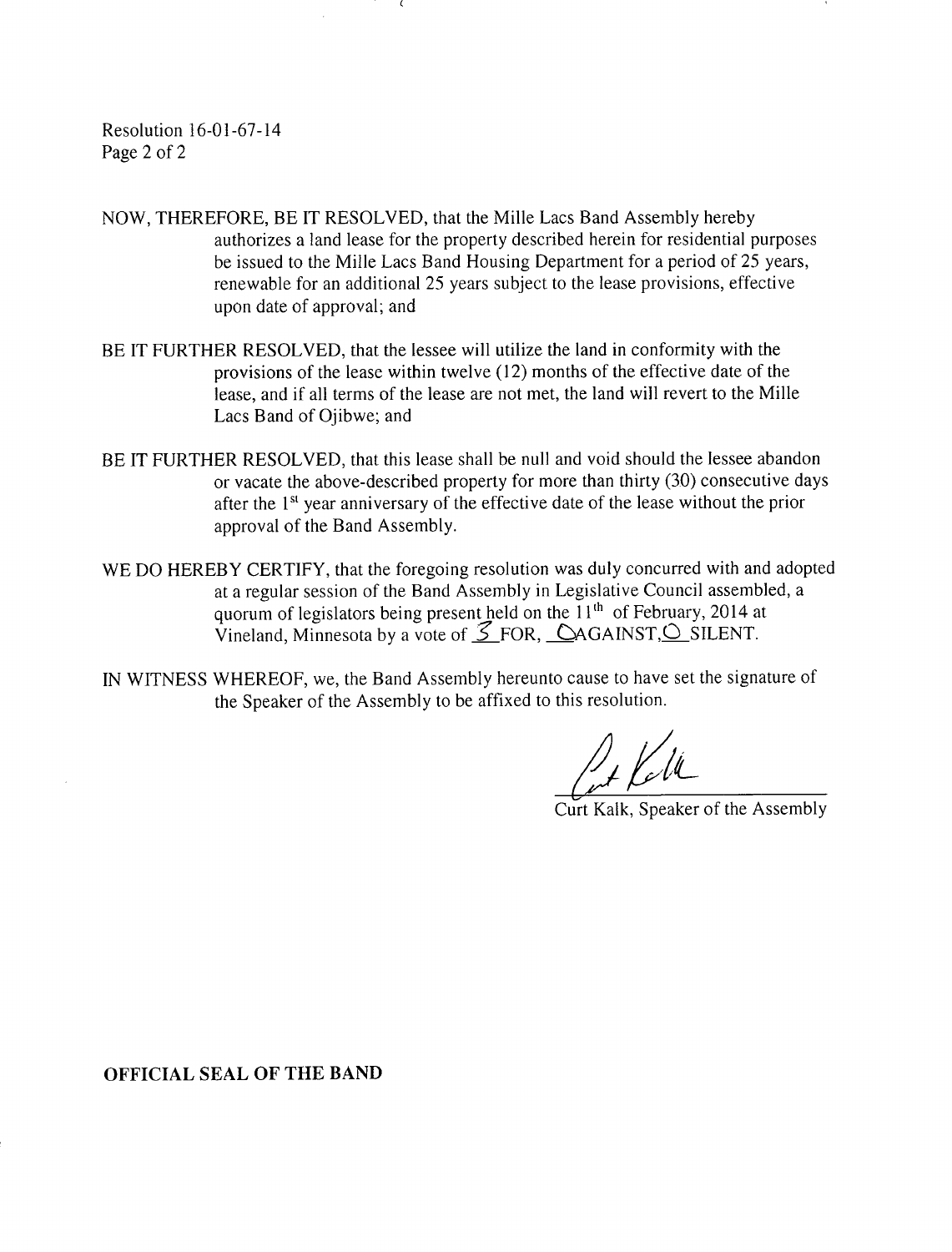Resolution 16-01-67-14
Page 2 of 2

NOW, THEREFORE, BE IT RESOLVED, that the Mille Lacs Band Assembly hereby authorizes a land lease for the property described herein for residential purposes be issued to the Mille Lacs Band Housing Department for a period of 25 years, renewable for an additional 25 years subject to the lease provisions, effective upon date of approval; and

BE IT FURTHER RESOLVED, that the lessee will utilize the land in conformity with the provisions of the lease within twelve (12) months of the effective date of the lease, and if all terms of the lease are not met, the land will revert to the Mille Lacs Band of Ojibwe; and

BE IT FURTHER RESOLVED, that this lease shall be null and void should the lessee abandon or vacate the above-described property for more than thirty (30) consecutive days after the 1st year anniversary of the effective date of the lease without the prior approval of the Band Assembly.

WE DO HEREBY CERTIFY, that the foregoing resolution was duly concurred with and adopted at a regular session of the Band Assembly in Legislative Council assembled, a quorum of legislators being present held on the 11th of February, 2014 at Vineland, Minnesota by a vote of 3 FOR, 0 AGAINST, 0 SILENT.

IN WITNESS WHEREOF, we, the Band Assembly hereunto cause to have set the signature of the Speaker of the Assembly to be affixed to this resolution.

Curt Kalk, Speaker of the Assembly

**OFFICIAL SEAL OF THE BAND**